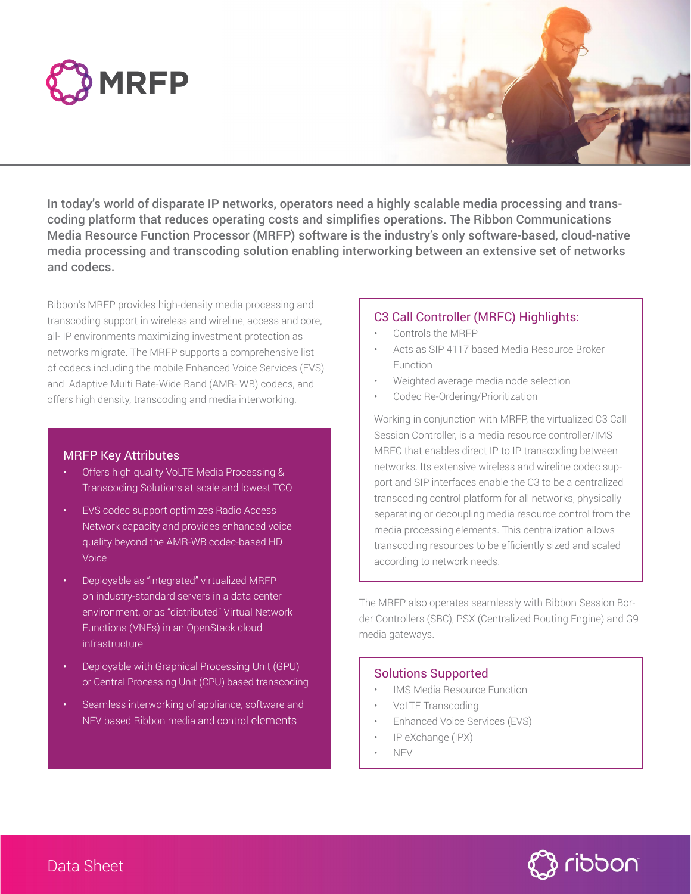# MRFP

**In today's world of disparate IP networks, operators need a highly scalable media processing and transcoding platform that reduces operating costs and simplifies operations. The Ribbon Communications Media Resource Function Processor (MRFP) software is the industry's only software-based, cloud-native media processing and transcoding solution enabling interworking between an extensive set of networks and codecs.**

Ribbon's MRFP provides high-density media processing and transcoding support in wireless and wireline, access and core, all- IP environments maximizing investment protection as networks migrate. The MRFP supports a comprehensive list of codecs including the mobile Enhanced Voice Services (EVS) and Adaptive Multi Rate-Wide Band (AMR- WB) codecs, and offers high density, transcoding and media interworking.

## MRFP Key Attributes

- Offers high quality VoLTE Media Processing & Transcoding Solutions at scale and lowest TCO
- EVS codec support optimizes Radio Access Network capacity and provides enhanced voice quality beyond the AMR-WB codec-based HD Voice
- Deployable as "integrated" virtualized MRFP on industry-standard servers in a data center environment, or as "distributed" Virtual Network Functions (VNFs) in an OpenStack cloud infrastructure
- Deployable with Graphical Processing Unit (GPU) or Central Processing Unit (CPU) based transcoding
- Seamless interworking of appliance, software and NFV based Ribbon media and control elements

## C3 Call Controller (MRFC) Highlights:

- Controls the MRFP
- Acts as SIP 4117 based Media Resource Broker Function
- Weighted average media node selection
- Codec Re-Ordering/Prioritization

Working in conjunction with MRFP, the virtualized C3 Call Session Controller, is a media resource controller/IMS MRFC that enables direct IP to IP transcoding between networks. Its extensive wireless and wireline codec support and SIP interfaces enable the C3 to be a centralized transcoding control platform for all networks, physically separating or decoupling media resource control from the media processing elements. This centralization allows transcoding resources to be efficiently sized and scaled according to network needs.

The MRFP also operates seamlessly with Ribbon Session Border Controllers (SBC), PSX (Centralized Routing Engine) and G9 media gateways.

## Solutions Supported

- IMS Media Resource Function
- VoLTE Transcoding
- Enhanced Voice Services (EVS)
- IP eXchange (IPX)
- NFV

Data Sheet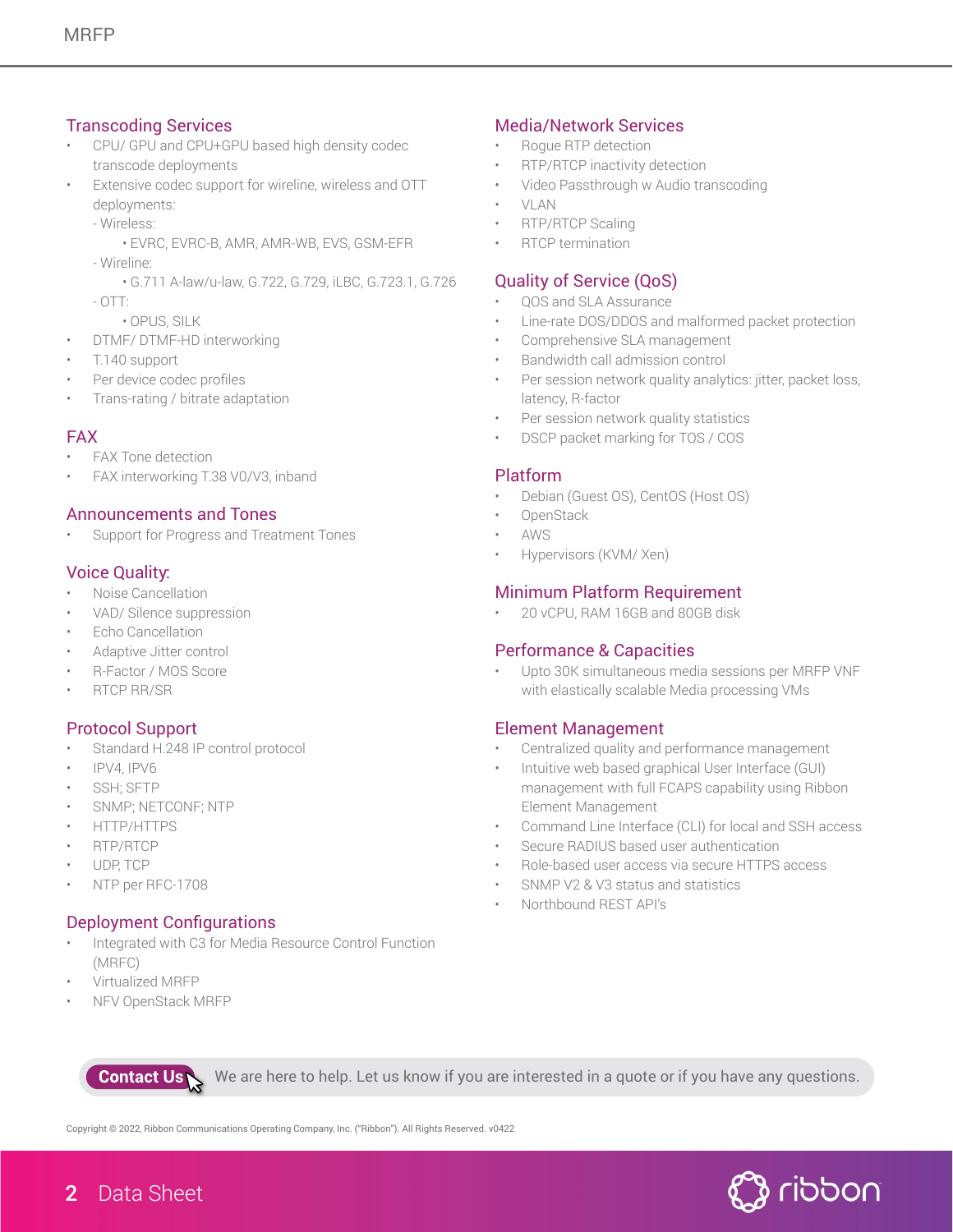## Transcoding Services

- CPU/ GPU and CPU+GPU based high density codec transcode deployments
- Extensive codec support for wireline, wireless and OTT deployments:
  - Wireless:
    - EVRC, EVRC-B, AMR, AMR-WB, EVS, GSM-EFR
  - Wireline:
    - G.711 A-law/u-law, G.722, G.729, iLBC, G.723.1, G.726
  - OTT:
    - OPUS, SILK
- DTMF/ DTMF-HD interworking
- T.140 support
- Per device codec profiles
- Trans-rating / bitrate adaptation

## FAX

- FAX Tone detection
- FAX interworking T.38 V0/V3, inband

## Announcements and Tones

- Support for Progress and Treatment Tones

## Voice Quality:

- Noise Cancellation
- VAD/ Silence suppression
- Echo Cancellation
- Adaptive Jitter control
- R-Factor / MOS Score
- RTCP RR/SR

## Protocol Support

- Standard H.248 IP control protocol
- IPV4, IPV6
- SSH; SFTP
- SNMP; NETCONF; NTP
- HTTP/HTTPS
- RTP/RTCP
- UDP, TCP
- NTP per RFC-1708

## Deployment Configurations

- Integrated with C3 for Media Resource Control Function (MRFC)
- Virtualized MRFP
- NFV OpenStack MRFP

## Media/Network Services

- Rogue RTP detection
- RTP/RTCP inactivity detection
- Video Passthrough w Audio transcoding
- VLAN
- RTP/RTCP Scaling
- RTCP termination

## Quality of Service (QoS)

- QOS and SLA Assurance
- Line-rate DOS/DDOS and malformed packet protection
- Comprehensive SLA management
- Bandwidth call admission control
- Per session network quality analytics: jitter, packet loss, latency, R-factor
- Per session network quality statistics
- DSCP packet marking for TOS / COS

## Platform

- Debian (Guest OS), CentOS (Host OS)
- OpenStack
- AWS
- Hypervisors (KVM/ Xen)

## Minimum Platform Requirement

- 20 vCPU, RAM 16GB and 80GB disk

## Performance & Capacities

- Upto 30K simultaneous media sessions per MRFP VNF with elastically scalable Media processing VMs

## Element Management

- Centralized quality and performance management
- Intuitive web based graphical User Interface (GUI) management with full FCAPS capability using Ribbon Element Management
- Command Line Interface (CLI) for local and SSH access
- Secure RADIUS based user authentication
- Role-based user access via secure HTTPS access
- SNMP V2 & V3 status and statistics
- Northbound REST API's

**Contact Us** We are here to help. Let us know if you are interested in a quote or if you have any questions.

Copyright © 2022, Ribbon Communications Operating Company, Inc. ("Ribbon"). All Rights Reserved. v0422